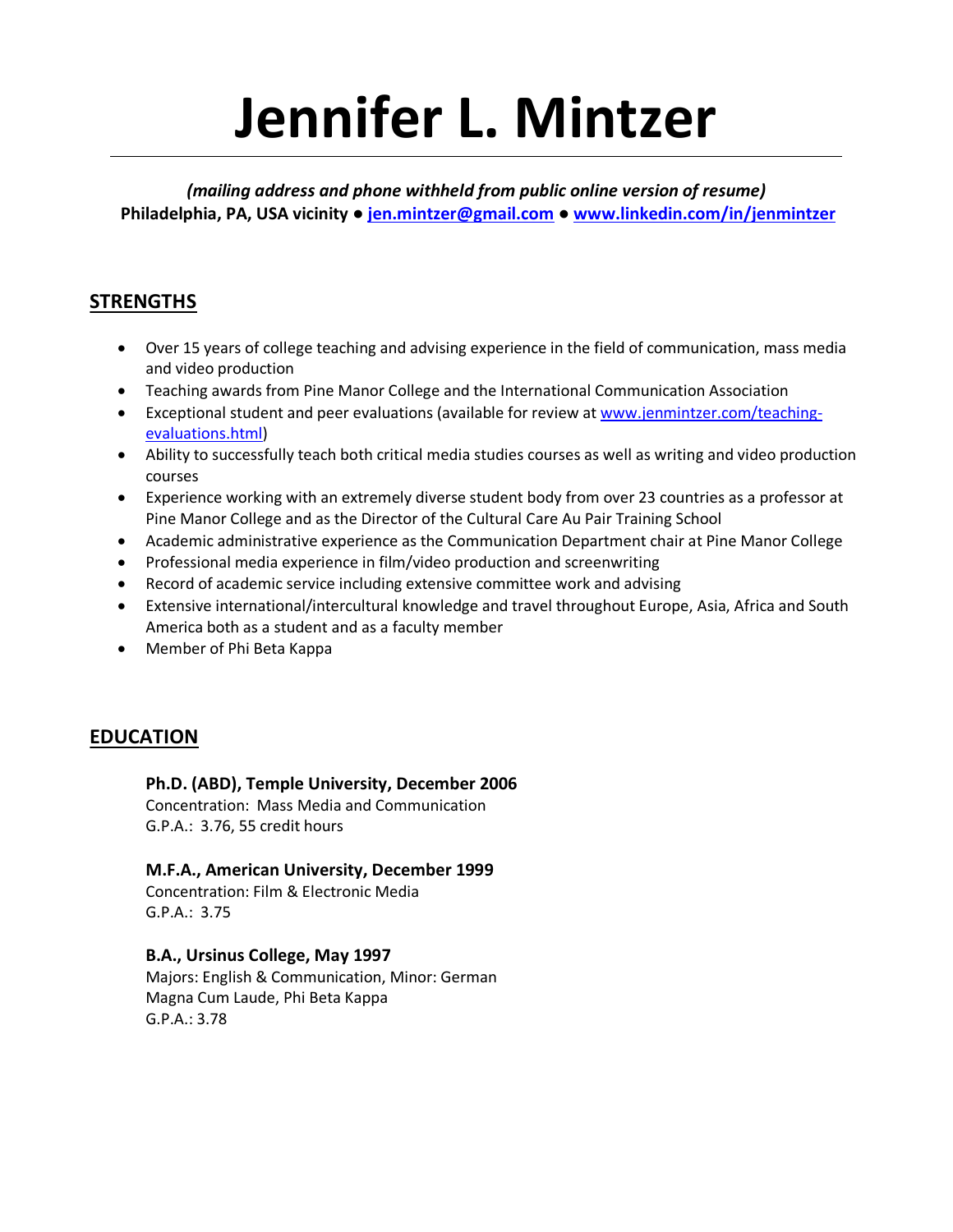# Jennifer L. Mintzer

***(mailing address and phone withheld from public online version of resume)***

**Philadelphia, PA, USA vicinity ● [jen.mintzer@gmail.com](mailto:jen.mintzer@gmail.com) ● [www.linkedin.com/in/jenmintzer](http://www.linkedin.com/in/jenmintzer)**

## STRENGTHS

- Over 15 years of college teaching and advising experience in the field of communication, mass media and video production
- Teaching awards from Pine Manor College and the International Communication Association
- Exceptional student and peer evaluations (available for review at [www.jenmintzer.com/teaching-evaluations.html](http://www.jenmintzer.com/teaching-evaluations.html))
- Ability to successfully teach both critical media studies courses as well as writing and video production courses
- Experience working with an extremely diverse student body from over 23 countries as a professor at Pine Manor College and as the Director of the Cultural Care Au Pair Training School
- Academic administrative experience as the Communication Department chair at Pine Manor College
- Professional media experience in film/video production and screenwriting
- Record of academic service including extensive committee work and advising
- Extensive international/intercultural knowledge and travel throughout Europe, Asia, Africa and South America both as a student and as a faculty member
- Member of Phi Beta Kappa

## EDUCATION

**Ph.D. (ABD), Temple University, December 2006**
Concentration: Mass Media and Communication
G.P.A.: 3.76, 55 credit hours

**M.F.A., American University, December 1999**
Concentration: Film & Electronic Media
G.P.A.: 3.75

**B.A., Ursinus College, May 1997**
Majors: English & Communication, Minor: German
Magna Cum Laude, Phi Beta Kappa
G.P.A.: 3.78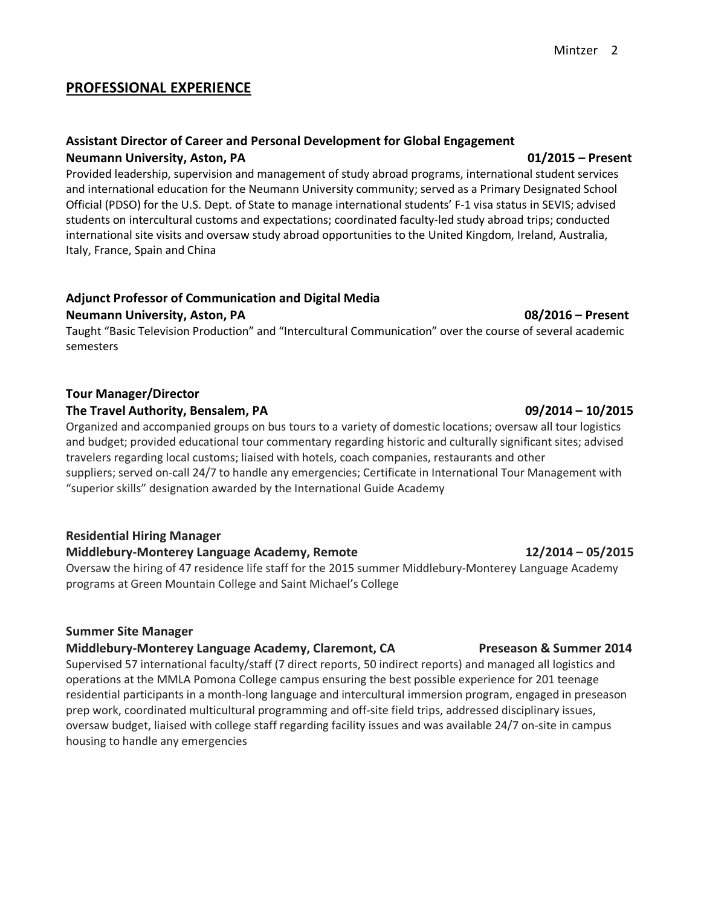## PROFESSIONAL EXPERIENCE

**Assistant Director of Career and Personal Development for Global Engagement**
**Neumann University, Aston, PA** **01/2015 – Present**

Provided leadership, supervision and management of study abroad programs, international student services and international education for the Neumann University community; served as a Primary Designated School Official (PDSO) for the U.S. Dept. of State to manage international students' F-1 visa status in SEVIS; advised students on intercultural customs and expectations; coordinated faculty-led study abroad trips; conducted international site visits and oversaw study abroad opportunities to the United Kingdom, Ireland, Australia, Italy, France, Spain and China

**Adjunct Professor of Communication and Digital Media**
**Neumann University, Aston, PA** **08/2016 – Present**

Taught "Basic Television Production" and "Intercultural Communication" over the course of several academic semesters

**Tour Manager/Director**
**The Travel Authority, Bensalem, PA** **09/2014 – 10/2015**

Organized and accompanied groups on bus tours to a variety of domestic locations; oversaw all tour logistics and budget; provided educational tour commentary regarding historic and culturally significant sites; advised travelers regarding local customs; liaised with hotels, coach companies, restaurants and other suppliers; served on-call 24/7 to handle any emergencies; Certificate in International Tour Management with "superior skills" designation awarded by the International Guide Academy

**Residential Hiring Manager**
**Middlebury-Monterey Language Academy, Remote** **12/2014 – 05/2015**

Oversaw the hiring of 47 residence life staff for the 2015 summer Middlebury-Monterey Language Academy programs at Green Mountain College and Saint Michael's College

**Summer Site Manager**
**Middlebury-Monterey Language Academy, Claremont, CA** **Preseason & Summer 2014**

Supervised 57 international faculty/staff (7 direct reports, 50 indirect reports) and managed all logistics and operations at the MMLA Pomona College campus ensuring the best possible experience for 201 teenage residential participants in a month-long language and intercultural immersion program, engaged in preseason prep work, coordinated multicultural programming and off-site field trips, addressed disciplinary issues, oversaw budget, liaised with college staff regarding facility issues and was available 24/7 on-site in campus housing to handle any emergencies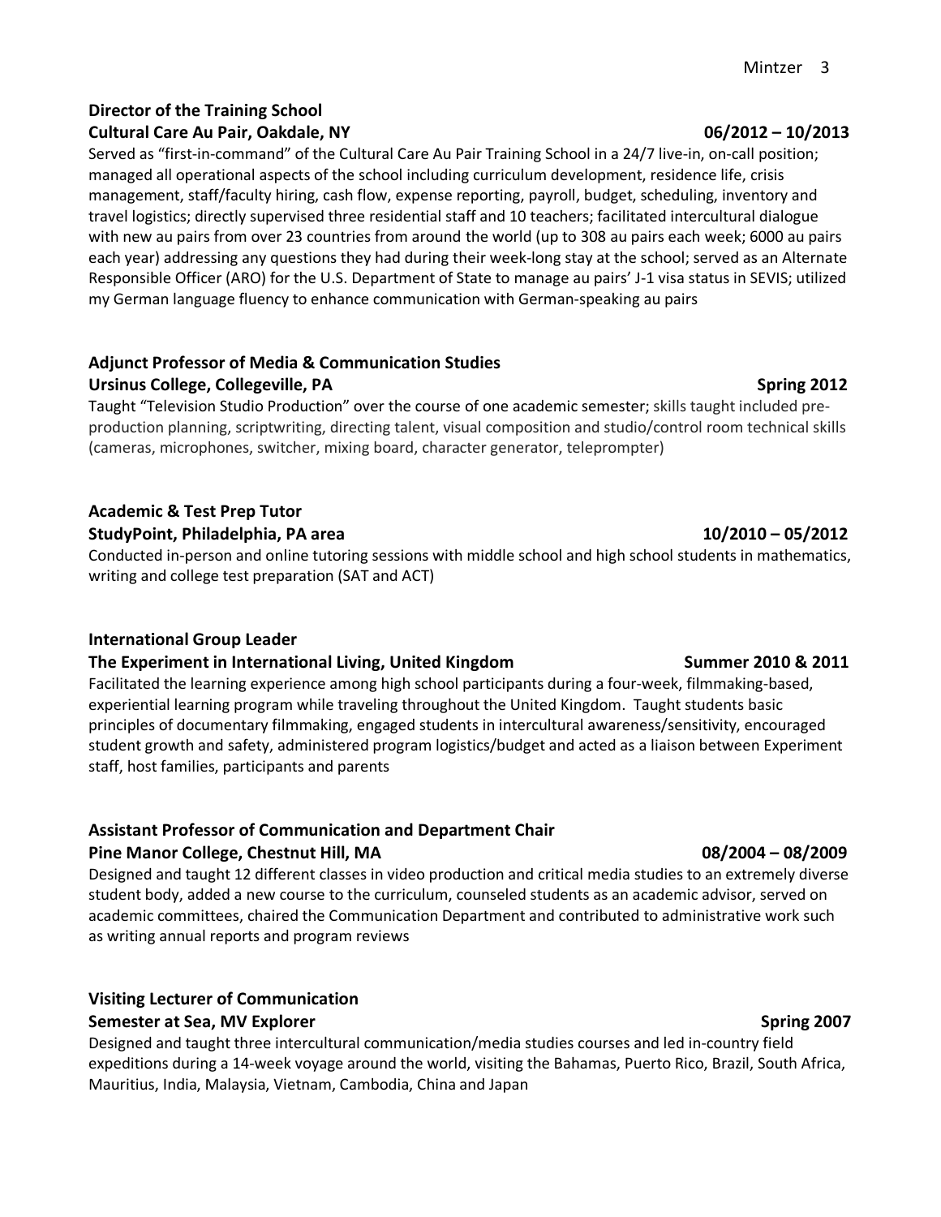**Director of the Training School**
**Cultural Care Au Pair, Oakdale, NY** **06/2012 – 10/2013**

Served as "first-in-command" of the Cultural Care Au Pair Training School in a 24/7 live-in, on-call position; managed all operational aspects of the school including curriculum development, residence life, crisis management, staff/faculty hiring, cash flow, expense reporting, payroll, budget, scheduling, inventory and travel logistics; directly supervised three residential staff and 10 teachers; facilitated intercultural dialogue with new au pairs from over 23 countries from around the world (up to 308 au pairs each week; 6000 au pairs each year) addressing any questions they had during their week-long stay at the school; served as an Alternate Responsible Officer (ARO) for the U.S. Department of State to manage au pairs' J-1 visa status in SEVIS; utilized my German language fluency to enhance communication with German-speaking au pairs

**Adjunct Professor of Media & Communication Studies**
**Ursinus College, Collegeville, PA** **Spring 2012**

Taught "Television Studio Production" over the course of one academic semester; skills taught included pre-production planning, scriptwriting, directing talent, visual composition and studio/control room technical skills (cameras, microphones, switcher, mixing board, character generator, teleprompter)

**Academic & Test Prep Tutor**
**StudyPoint, Philadelphia, PA area** **10/2010 – 05/2012**

Conducted in-person and online tutoring sessions with middle school and high school students in mathematics, writing and college test preparation (SAT and ACT)

**International Group Leader**
**The Experiment in International Living, United Kingdom** **Summer 2010 & 2011**

Facilitated the learning experience among high school participants during a four-week, filmmaking-based, experiential learning program while traveling throughout the United Kingdom. Taught students basic principles of documentary filmmaking, engaged students in intercultural awareness/sensitivity, encouraged student growth and safety, administered program logistics/budget and acted as a liaison between Experiment staff, host families, participants and parents

**Assistant Professor of Communication and Department Chair**
**Pine Manor College, Chestnut Hill, MA** **08/2004 – 08/2009**

Designed and taught 12 different classes in video production and critical media studies to an extremely diverse student body, added a new course to the curriculum, counseled students as an academic advisor, served on academic committees, chaired the Communication Department and contributed to administrative work such as writing annual reports and program reviews

**Visiting Lecturer of Communication**
**Semester at Sea, MV Explorer** **Spring 2007**

Designed and taught three intercultural communication/media studies courses and led in-country field expeditions during a 14-week voyage around the world, visiting the Bahamas, Puerto Rico, Brazil, South Africa, Mauritius, India, Malaysia, Vietnam, Cambodia, China and Japan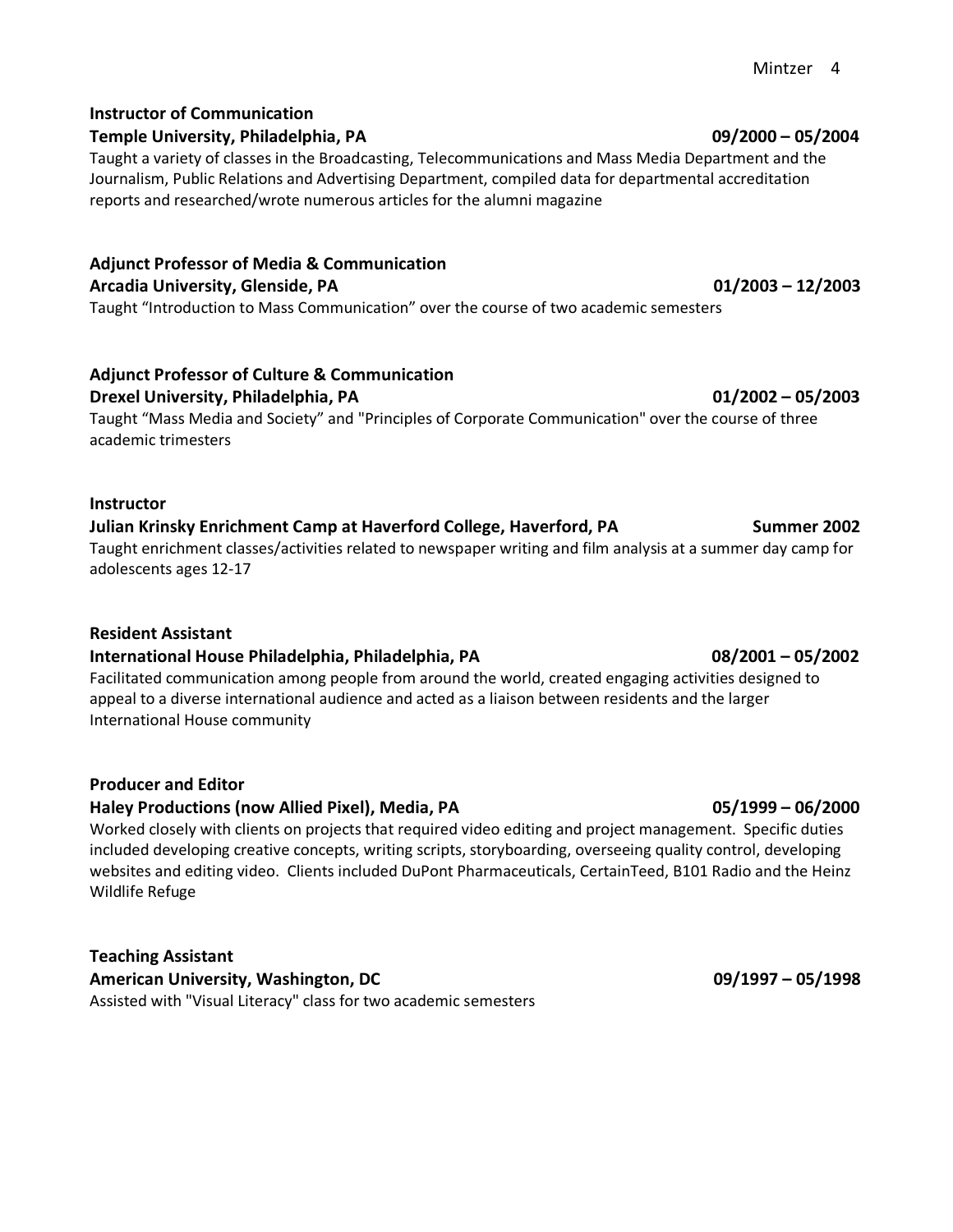**Instructor of Communication**
**Temple University, Philadelphia, PA** **09/2000 – 05/2004**
Taught a variety of classes in the Broadcasting, Telecommunications and Mass Media Department and the Journalism, Public Relations and Advertising Department, compiled data for departmental accreditation reports and researched/wrote numerous articles for the alumni magazine

**Adjunct Professor of Media & Communication**
**Arcadia University, Glenside, PA** **01/2003 – 12/2003**
Taught "Introduction to Mass Communication" over the course of two academic semesters

**Adjunct Professor of Culture & Communication**
**Drexel University, Philadelphia, PA** **01/2002 – 05/2003**
Taught "Mass Media and Society" and "Principles of Corporate Communication" over the course of three academic trimesters

**Instructor**
**Julian Krinsky Enrichment Camp at Haverford College, Haverford, PA** **Summer 2002**
Taught enrichment classes/activities related to newspaper writing and film analysis at a summer day camp for adolescents ages 12-17

**Resident Assistant**
**International House Philadelphia, Philadelphia, PA** **08/2001 – 05/2002**
Facilitated communication among people from around the world, created engaging activities designed to appeal to a diverse international audience and acted as a liaison between residents and the larger International House community

**Producer and Editor**
**Haley Productions (now Allied Pixel), Media, PA** **05/1999 – 06/2000**
Worked closely with clients on projects that required video editing and project management. Specific duties included developing creative concepts, writing scripts, storyboarding, overseeing quality control, developing websites and editing video. Clients included DuPont Pharmaceuticals, CertainTeed, B101 Radio and the Heinz Wildlife Refuge

**Teaching Assistant**
**American University, Washington, DC** **09/1997 – 05/1998**
Assisted with "Visual Literacy" class for two academic semesters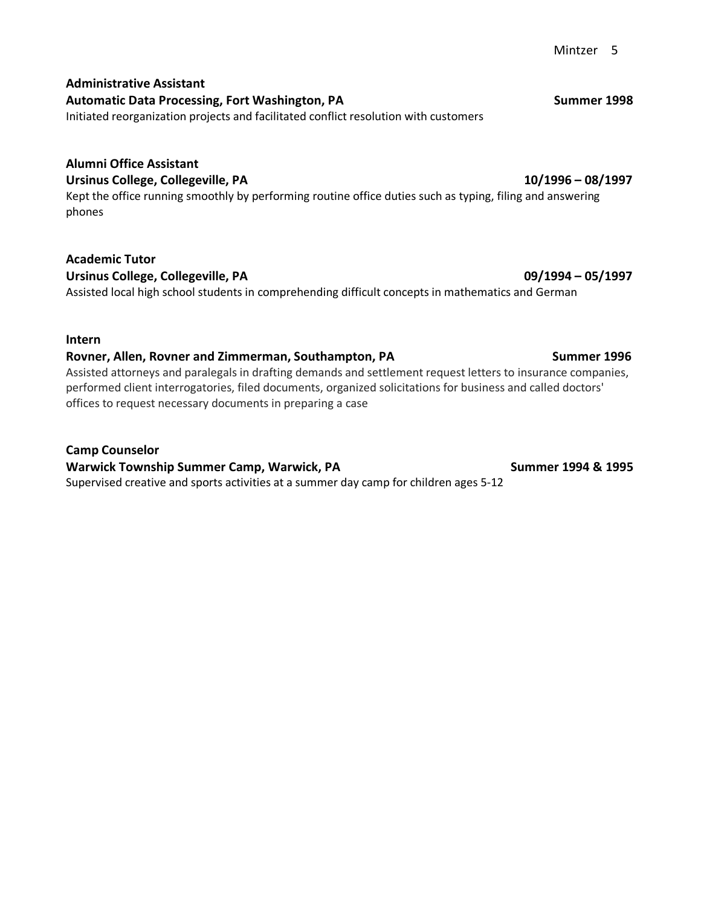**Administrative Assistant**
**Automatic Data Processing, Fort Washington, PA** **Summer 1998**
Initiated reorganization projects and facilitated conflict resolution with customers

**Alumni Office Assistant**
**Ursinus College, Collegeville, PA** **10/1996 – 08/1997**
Kept the office running smoothly by performing routine office duties such as typing, filing and answering phones

**Academic Tutor**
**Ursinus College, Collegeville, PA** **09/1994 – 05/1997**
Assisted local high school students in comprehending difficult concepts in mathematics and German

**Intern**
**Rovner, Allen, Rovner and Zimmerman, Southampton, PA** **Summer 1996**
Assisted attorneys and paralegals in drafting demands and settlement request letters to insurance companies, performed client interrogatories, filed documents, organized solicitations for business and called doctors' offices to request necessary documents in preparing a case

**Camp Counselor**
**Warwick Township Summer Camp, Warwick, PA** **Summer 1994 & 1995**
Supervised creative and sports activities at a summer day camp for children ages 5-12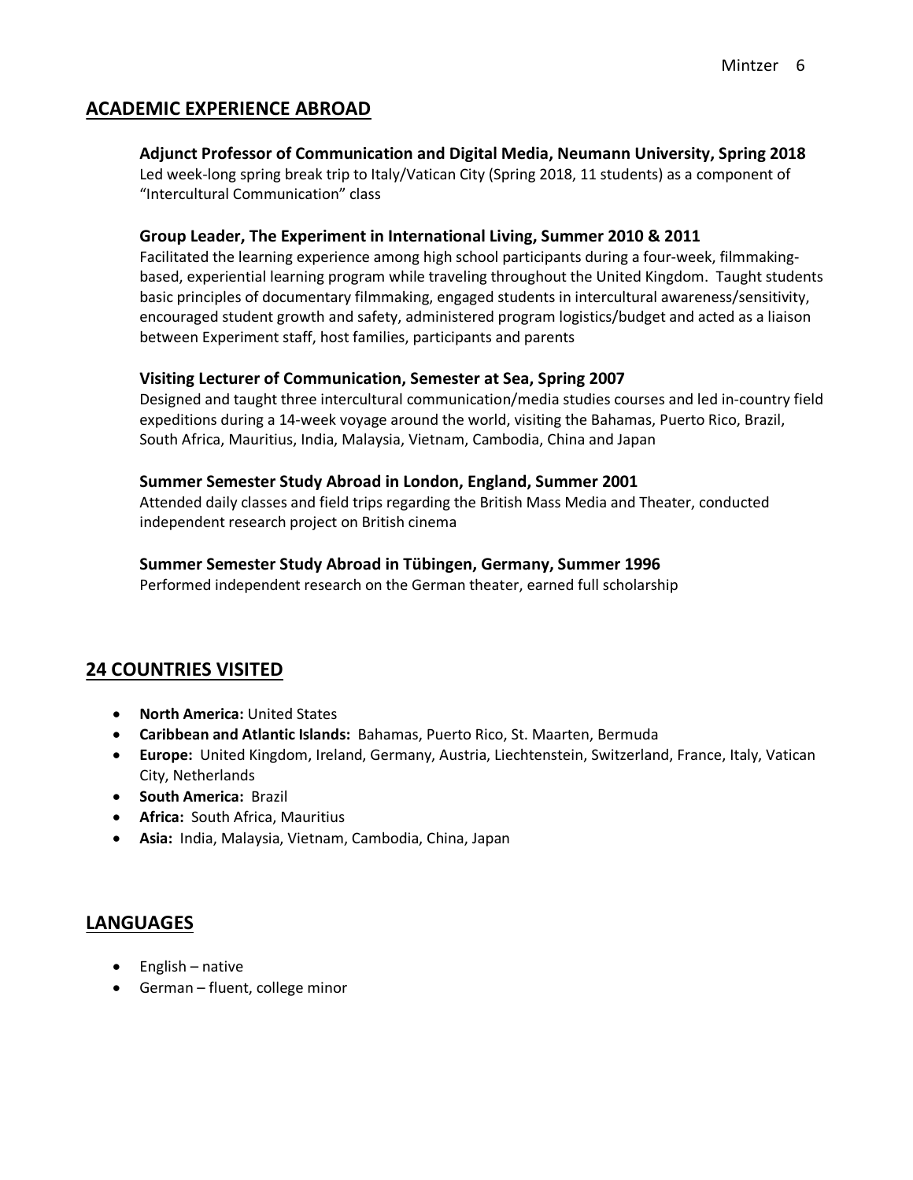## ACADEMIC EXPERIENCE ABROAD

**Adjunct Professor of Communication and Digital Media, Neumann University, Spring 2018**
Led week-long spring break trip to Italy/Vatican City (Spring 2018, 11 students) as a component of "Intercultural Communication" class

**Group Leader, The Experiment in International Living, Summer 2010 & 2011**
Facilitated the learning experience among high school participants during a four-week, filmmaking-based, experiential learning program while traveling throughout the United Kingdom. Taught students basic principles of documentary filmmaking, engaged students in intercultural awareness/sensitivity, encouraged student growth and safety, administered program logistics/budget and acted as a liaison between Experiment staff, host families, participants and parents

**Visiting Lecturer of Communication, Semester at Sea, Spring 2007**
Designed and taught three intercultural communication/media studies courses and led in-country field expeditions during a 14-week voyage around the world, visiting the Bahamas, Puerto Rico, Brazil, South Africa, Mauritius, India, Malaysia, Vietnam, Cambodia, China and Japan

**Summer Semester Study Abroad in London, England, Summer 2001**
Attended daily classes and field trips regarding the British Mass Media and Theater, conducted independent research project on British cinema

**Summer Semester Study Abroad in Tübingen, Germany, Summer 1996**
Performed independent research on the German theater, earned full scholarship

## 24 COUNTRIES VISITED

- **North America:** United States
- **Caribbean and Atlantic Islands:** Bahamas, Puerto Rico, St. Maarten, Bermuda
- **Europe:** United Kingdom, Ireland, Germany, Austria, Liechtenstein, Switzerland, France, Italy, Vatican City, Netherlands
- **South America:** Brazil
- **Africa:** South Africa, Mauritius
- **Asia:** India, Malaysia, Vietnam, Cambodia, China, Japan

## LANGUAGES

- English – native
- German – fluent, college minor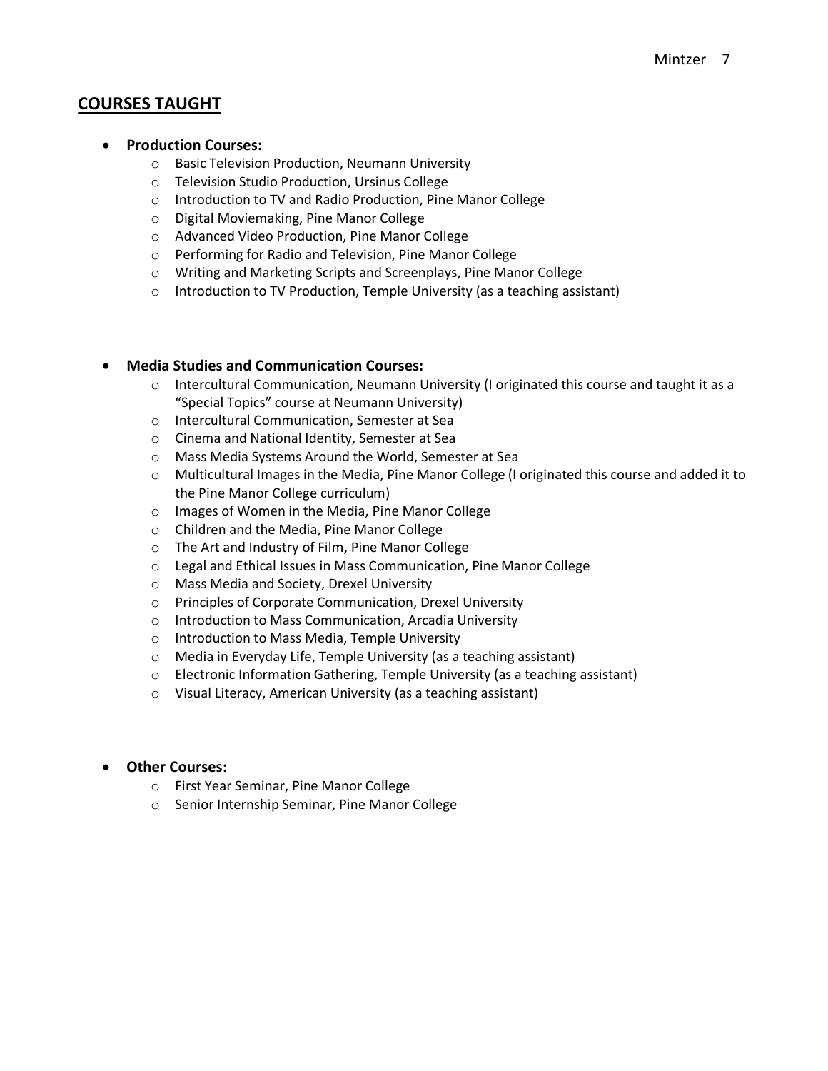## COURSES TAUGHT

- **Production Courses:**
  - Basic Television Production, Neumann University
  - Television Studio Production, Ursinus College
  - Introduction to TV and Radio Production, Pine Manor College
  - Digital Moviemaking, Pine Manor College
  - Advanced Video Production, Pine Manor College
  - Performing for Radio and Television, Pine Manor College
  - Writing and Marketing Scripts and Screenplays, Pine Manor College
  - Introduction to TV Production, Temple University (as a teaching assistant)

- **Media Studies and Communication Courses:**
  - Intercultural Communication, Neumann University (I originated this course and taught it as a "Special Topics" course at Neumann University)
  - Intercultural Communication, Semester at Sea
  - Cinema and National Identity, Semester at Sea
  - Mass Media Systems Around the World, Semester at Sea
  - Multicultural Images in the Media, Pine Manor College (I originated this course and added it to the Pine Manor College curriculum)
  - Images of Women in the Media, Pine Manor College
  - Children and the Media, Pine Manor College
  - The Art and Industry of Film, Pine Manor College
  - Legal and Ethical Issues in Mass Communication, Pine Manor College
  - Mass Media and Society, Drexel University
  - Principles of Corporate Communication, Drexel University
  - Introduction to Mass Communication, Arcadia University
  - Introduction to Mass Media, Temple University
  - Media in Everyday Life, Temple University (as a teaching assistant)
  - Electronic Information Gathering, Temple University (as a teaching assistant)
  - Visual Literacy, American University (as a teaching assistant)

- **Other Courses:**
  - First Year Seminar, Pine Manor College
  - Senior Internship Seminar, Pine Manor College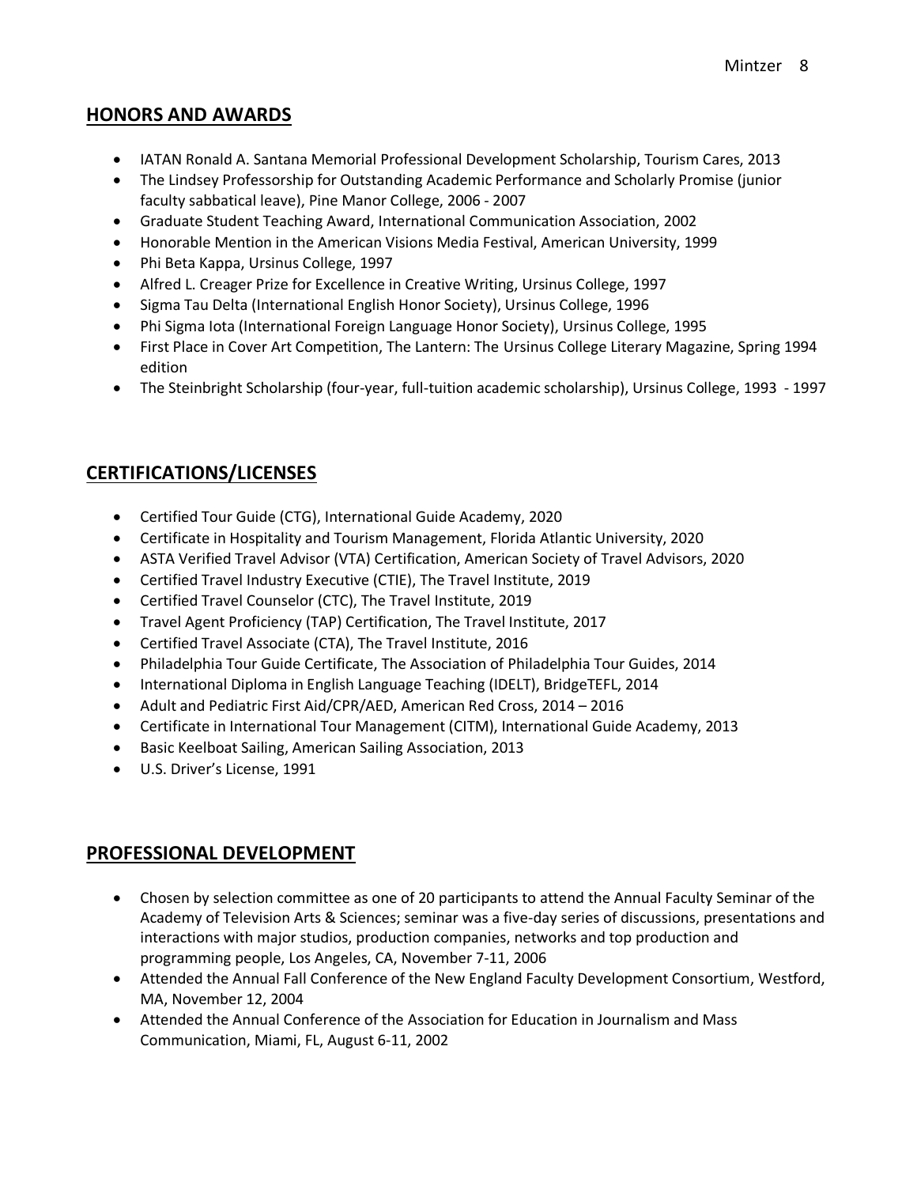## HONORS AND AWARDS

- IATAN Ronald A. Santana Memorial Professional Development Scholarship, Tourism Cares, 2013
- The Lindsey Professorship for Outstanding Academic Performance and Scholarly Promise (junior faculty sabbatical leave), Pine Manor College, 2006 - 2007
- Graduate Student Teaching Award, International Communication Association, 2002
- Honorable Mention in the American Visions Media Festival, American University, 1999
- Phi Beta Kappa, Ursinus College, 1997
- Alfred L. Creager Prize for Excellence in Creative Writing, Ursinus College, 1997
- Sigma Tau Delta (International English Honor Society), Ursinus College, 1996
- Phi Sigma Iota (International Foreign Language Honor Society), Ursinus College, 1995
- First Place in Cover Art Competition, The Lantern: The Ursinus College Literary Magazine, Spring 1994 edition
- The Steinbright Scholarship (four-year, full-tuition academic scholarship), Ursinus College, 1993 - 1997

## CERTIFICATIONS/LICENSES

- Certified Tour Guide (CTG), International Guide Academy, 2020
- Certificate in Hospitality and Tourism Management, Florida Atlantic University, 2020
- ASTA Verified Travel Advisor (VTA) Certification, American Society of Travel Advisors, 2020
- Certified Travel Industry Executive (CTIE), The Travel Institute, 2019
- Certified Travel Counselor (CTC), The Travel Institute, 2019
- Travel Agent Proficiency (TAP) Certification, The Travel Institute, 2017
- Certified Travel Associate (CTA), The Travel Institute, 2016
- Philadelphia Tour Guide Certificate, The Association of Philadelphia Tour Guides, 2014
- International Diploma in English Language Teaching (IDELT), BridgeTEFL, 2014
- Adult and Pediatric First Aid/CPR/AED, American Red Cross, 2014 – 2016
- Certificate in International Tour Management (CITM), International Guide Academy, 2013
- Basic Keelboat Sailing, American Sailing Association, 2013
- U.S. Driver's License, 1991

## PROFESSIONAL DEVELOPMENT

- Chosen by selection committee as one of 20 participants to attend the Annual Faculty Seminar of the Academy of Television Arts & Sciences; seminar was a five-day series of discussions, presentations and interactions with major studios, production companies, networks and top production and programming people, Los Angeles, CA, November 7-11, 2006
- Attended the Annual Fall Conference of the New England Faculty Development Consortium, Westford, MA, November 12, 2004
- Attended the Annual Conference of the Association for Education in Journalism and Mass Communication, Miami, FL, August 6-11, 2002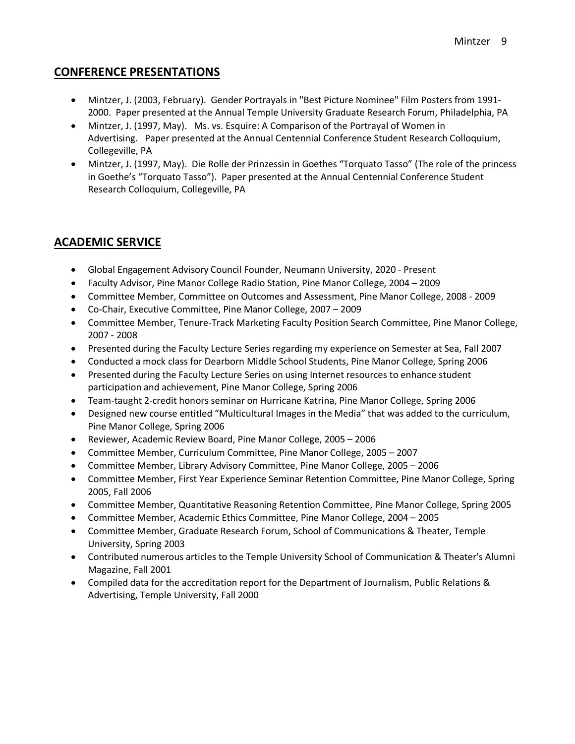## CONFERENCE PRESENTATIONS

- Mintzer, J. (2003, February). Gender Portrayals in "Best Picture Nominee" Film Posters from 1991-2000. Paper presented at the Annual Temple University Graduate Research Forum, Philadelphia, PA
- Mintzer, J. (1997, May). Ms. vs. Esquire: A Comparison of the Portrayal of Women in Advertising. Paper presented at the Annual Centennial Conference Student Research Colloquium, Collegeville, PA
- Mintzer, J. (1997, May). Die Rolle der Prinzessin in Goethes "Torquato Tasso" (The role of the princess in Goethe's "Torquato Tasso"). Paper presented at the Annual Centennial Conference Student Research Colloquium, Collegeville, PA

## ACADEMIC SERVICE

- Global Engagement Advisory Council Founder, Neumann University, 2020 - Present
- Faculty Advisor, Pine Manor College Radio Station, Pine Manor College, 2004 – 2009
- Committee Member, Committee on Outcomes and Assessment, Pine Manor College, 2008 - 2009
- Co-Chair, Executive Committee, Pine Manor College, 2007 – 2009
- Committee Member, Tenure-Track Marketing Faculty Position Search Committee, Pine Manor College, 2007 - 2008
- Presented during the Faculty Lecture Series regarding my experience on Semester at Sea, Fall 2007
- Conducted a mock class for Dearborn Middle School Students, Pine Manor College, Spring 2006
- Presented during the Faculty Lecture Series on using Internet resources to enhance student participation and achievement, Pine Manor College, Spring 2006
- Team-taught 2-credit honors seminar on Hurricane Katrina, Pine Manor College, Spring 2006
- Designed new course entitled "Multicultural Images in the Media" that was added to the curriculum, Pine Manor College, Spring 2006
- Reviewer, Academic Review Board, Pine Manor College, 2005 – 2006
- Committee Member, Curriculum Committee, Pine Manor College, 2005 – 2007
- Committee Member, Library Advisory Committee, Pine Manor College, 2005 – 2006
- Committee Member, First Year Experience Seminar Retention Committee, Pine Manor College, Spring 2005, Fall 2006
- Committee Member, Quantitative Reasoning Retention Committee, Pine Manor College, Spring 2005
- Committee Member, Academic Ethics Committee, Pine Manor College, 2004 – 2005
- Committee Member, Graduate Research Forum, School of Communications & Theater, Temple University, Spring 2003
- Contributed numerous articles to the Temple University School of Communication & Theater's Alumni Magazine, Fall 2001
- Compiled data for the accreditation report for the Department of Journalism, Public Relations & Advertising, Temple University, Fall 2000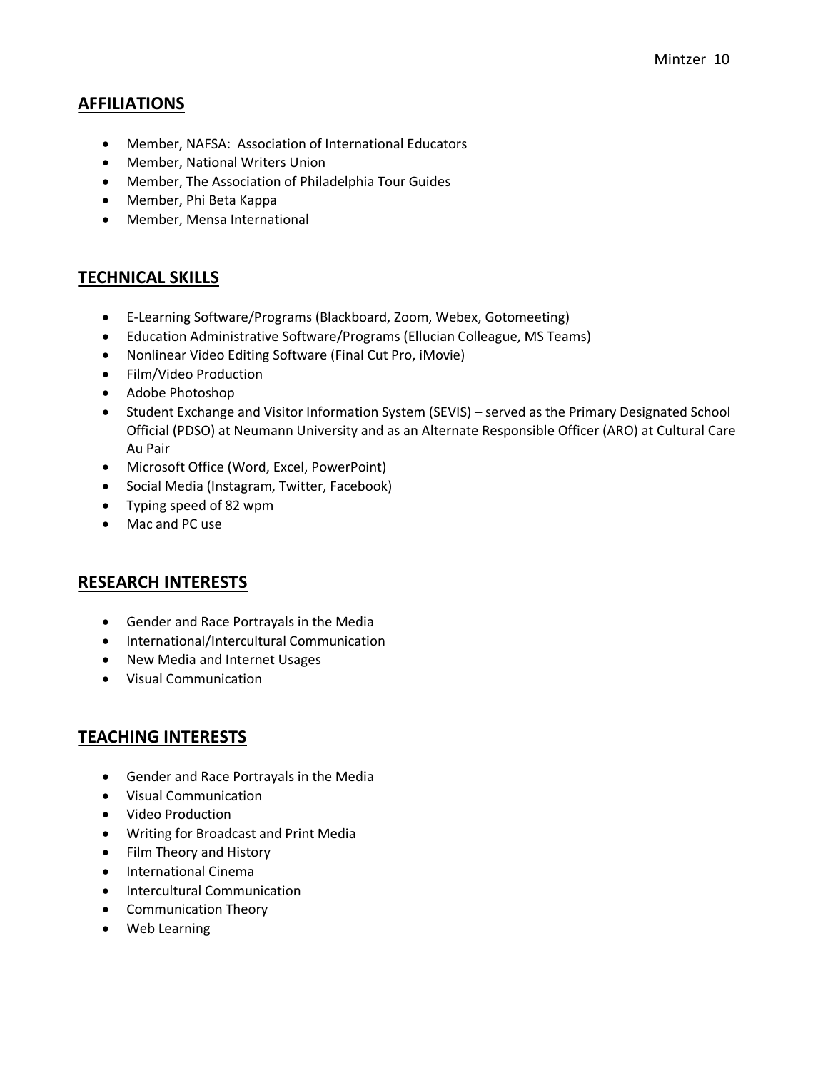## AFFILIATIONS

- Member, NAFSA: Association of International Educators
- Member, National Writers Union
- Member, The Association of Philadelphia Tour Guides
- Member, Phi Beta Kappa
- Member, Mensa International

## TECHNICAL SKILLS

- E-Learning Software/Programs (Blackboard, Zoom, Webex, Gotomeeting)
- Education Administrative Software/Programs (Ellucian Colleague, MS Teams)
- Nonlinear Video Editing Software (Final Cut Pro, iMovie)
- Film/Video Production
- Adobe Photoshop
- Student Exchange and Visitor Information System (SEVIS) – served as the Primary Designated School Official (PDSO) at Neumann University and as an Alternate Responsible Officer (ARO) at Cultural Care Au Pair
- Microsoft Office (Word, Excel, PowerPoint)
- Social Media (Instagram, Twitter, Facebook)
- Typing speed of 82 wpm
- Mac and PC use

## RESEARCH INTERESTS

- Gender and Race Portrayals in the Media
- International/Intercultural Communication
- New Media and Internet Usages
- Visual Communication

## TEACHING INTERESTS

- Gender and Race Portrayals in the Media
- Visual Communication
- Video Production
- Writing for Broadcast and Print Media
- Film Theory and History
- International Cinema
- Intercultural Communication
- Communication Theory
- Web Learning